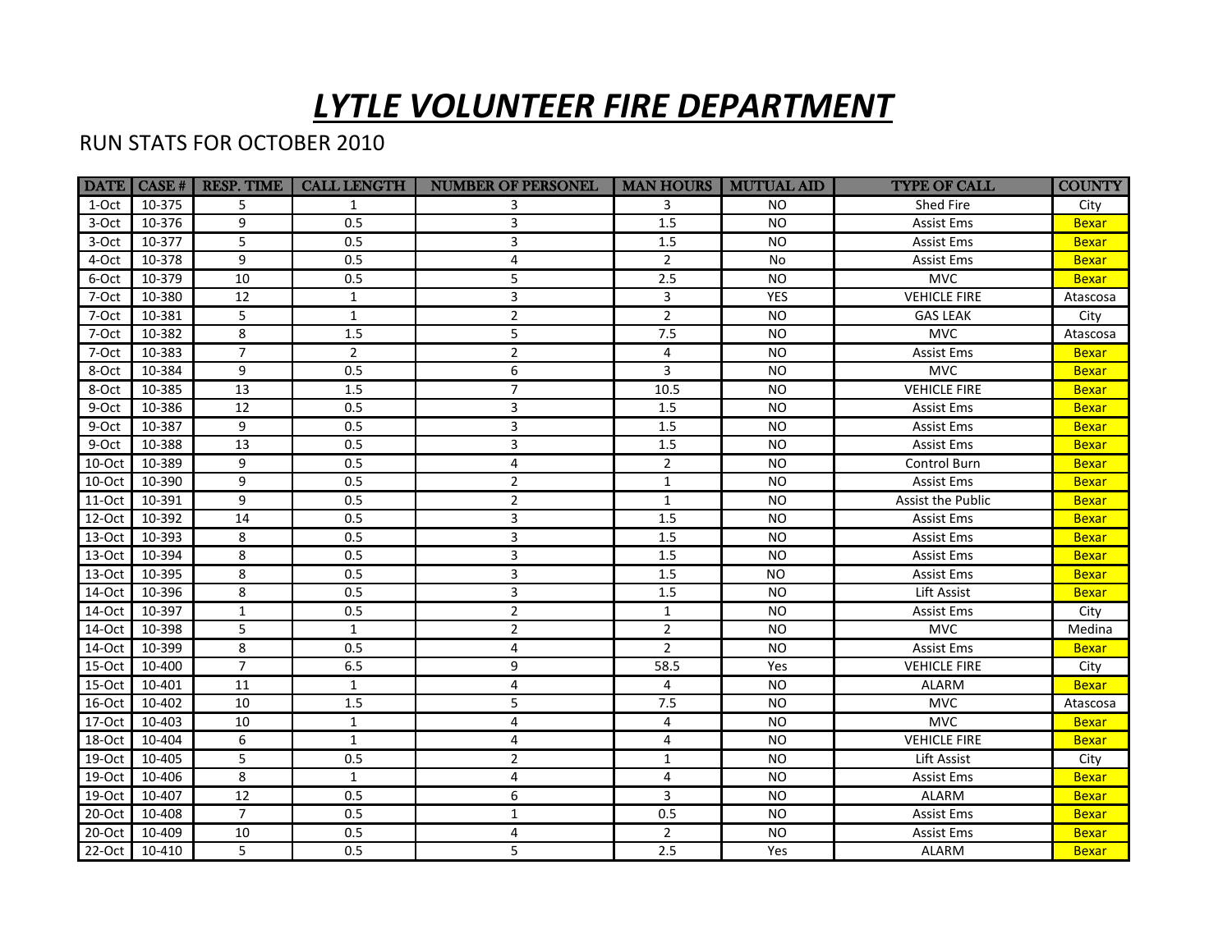# ***LYTLE VOLUNTEER FIRE DEPARTMENT***

RUN STATS FOR OCTOBER 2010

| DATE | CASE # | RESP. TIME | CALL LENGTH | NUMBER OF PERSONEL | MAN HOURS | MUTUAL AID | TYPE OF CALL | COUNTY |
|---|---|---|---|---|---|---|---|---|
| 1-Oct | 10-375 | 5 | 1 | 3 | 3 | NO | Shed Fire | City |
| 3-Oct | 10-376 | 9 | 0.5 | 3 | 1.5 | NO | Assist Ems | Bexar |
| 3-Oct | 10-377 | 5 | 0.5 | 3 | 1.5 | NO | Assist Ems | Bexar |
| 4-Oct | 10-378 | 9 | 0.5 | 4 | 2 | No | Assist Ems | Bexar |
| 6-Oct | 10-379 | 10 | 0.5 | 5 | 2.5 | NO | MVC | Bexar |
| 7-Oct | 10-380 | 12 | 1 | 3 | 3 | YES | VEHICLE FIRE | Atascosa |
| 7-Oct | 10-381 | 5 | 1 | 2 | 2 | NO | GAS LEAK | City |
| 7-Oct | 10-382 | 8 | 1.5 | 5 | 7.5 | NO | MVC | Atascosa |
| 7-Oct | 10-383 | 7 | 2 | 2 | 4 | NO | Assist Ems | Bexar |
| 8-Oct | 10-384 | 9 | 0.5 | 6 | 3 | NO | MVC | Bexar |
| 8-Oct | 10-385 | 13 | 1.5 | 7 | 10.5 | NO | VEHICLE FIRE | Bexar |
| 9-Oct | 10-386 | 12 | 0.5 | 3 | 1.5 | NO | Assist Ems | Bexar |
| 9-Oct | 10-387 | 9 | 0.5 | 3 | 1.5 | NO | Assist Ems | Bexar |
| 9-Oct | 10-388 | 13 | 0.5 | 3 | 1.5 | NO | Assist Ems | Bexar |
| 10-Oct | 10-389 | 9 | 0.5 | 4 | 2 | NO | Control Burn | Bexar |
| 10-Oct | 10-390 | 9 | 0.5 | 2 | 1 | NO | Assist Ems | Bexar |
| 11-Oct | 10-391 | 9 | 0.5 | 2 | 1 | NO | Assist the Public | Bexar |
| 12-Oct | 10-392 | 14 | 0.5 | 3 | 1.5 | NO | Assist Ems | Bexar |
| 13-Oct | 10-393 | 8 | 0.5 | 3 | 1.5 | NO | Assist Ems | Bexar |
| 13-Oct | 10-394 | 8 | 0.5 | 3 | 1.5 | NO | Assist Ems | Bexar |
| 13-Oct | 10-395 | 8 | 0.5 | 3 | 1.5 | NO | Assist Ems | Bexar |
| 14-Oct | 10-396 | 8 | 0.5 | 3 | 1.5 | NO | Lift Assist | Bexar |
| 14-Oct | 10-397 | 1 | 0.5 | 2 | 1 | NO | Assist Ems | City |
| 14-Oct | 10-398 | 5 | 1 | 2 | 2 | NO | MVC | Medina |
| 14-Oct | 10-399 | 8 | 0.5 | 4 | 2 | NO | Assist Ems | Bexar |
| 15-Oct | 10-400 | 7 | 6.5 | 9 | 58.5 | Yes | VEHICLE FIRE | City |
| 15-Oct | 10-401 | 11 | 1 | 4 | 4 | NO | ALARM | Bexar |
| 16-Oct | 10-402 | 10 | 1.5 | 5 | 7.5 | NO | MVC | Atascosa |
| 17-Oct | 10-403 | 10 | 1 | 4 | 4 | NO | MVC | Bexar |
| 18-Oct | 10-404 | 6 | 1 | 4 | 4 | NO | VEHICLE FIRE | Bexar |
| 19-Oct | 10-405 | 5 | 0.5 | 2 | 1 | NO | Lift Assist | City |
| 19-Oct | 10-406 | 8 | 1 | 4 | 4 | NO | Assist Ems | Bexar |
| 19-Oct | 10-407 | 12 | 0.5 | 6 | 3 | NO | ALARM | Bexar |
| 20-Oct | 10-408 | 7 | 0.5 | 1 | 0.5 | NO | Assist Ems | Bexar |
| 20-Oct | 10-409 | 10 | 0.5 | 4 | 2 | NO | Assist Ems | Bexar |
| 22-Oct | 10-410 | 5 | 0.5 | 5 | 2.5 | Yes | ALARM | Bexar |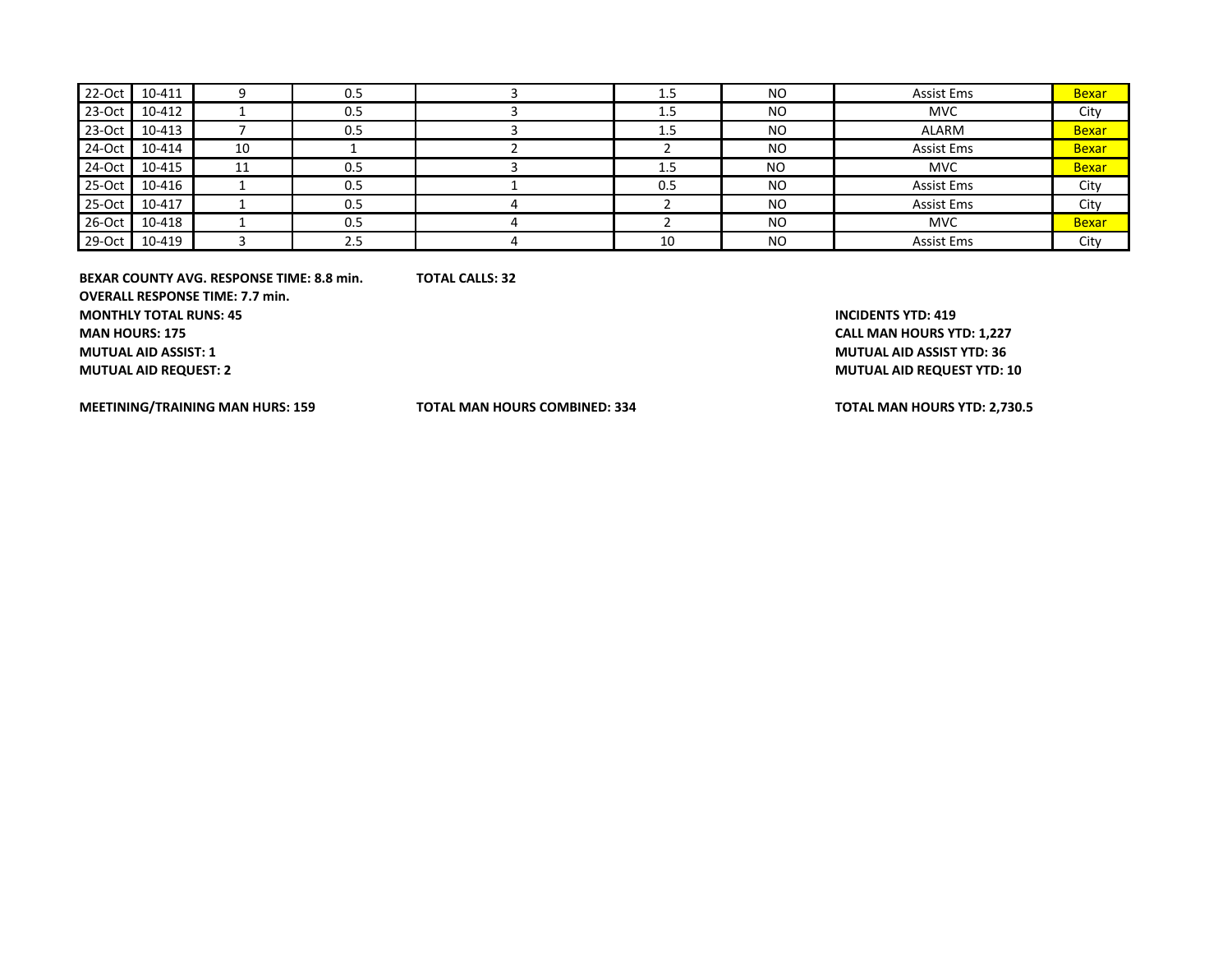| | | | | | | | | |
|---|---|---|---|---|---|---|---|---|
| 22-Oct | 10-411 | 9 | 0.5 | 3 | 1.5 | NO | Assist Ems | Bexar |
| 23-Oct | 10-412 | 1 | 0.5 | 3 | 1.5 | NO | MVC | City |
| 23-Oct | 10-413 | 7 | 0.5 | 3 | 1.5 | NO | ALARM | Bexar |
| 24-Oct | 10-414 | 10 | 1 | 2 | 2 | NO | Assist Ems | Bexar |
| 24-Oct | 10-415 | 11 | 0.5 | 3 | 1.5 | NO | MVC | Bexar |
| 25-Oct | 10-416 | 1 | 0.5 | 1 | 0.5 | NO | Assist Ems | City |
| 25-Oct | 10-417 | 1 | 0.5 | 4 | 2 | NO | Assist Ems | City |
| 26-Oct | 10-418 | 1 | 0.5 | 4 | 2 | NO | MVC | Bexar |
| 29-Oct | 10-419 | 3 | 2.5 | 4 | 10 | NO | Assist Ems | City |

**BEXAR COUNTY AVG. RESPONSE TIME: 8.8 min.**

**TOTAL CALLS: 32**

**OVERALL RESPONSE TIME: 7.7 min.**

**MONTHLY TOTAL RUNS: 45**

**MAN HOURS: 175**

**MUTUAL AID ASSIST: 1**

**MUTUAL AID REQUEST: 2**

**INCIDENTS YTD: 419**

**CALL MAN HOURS YTD: 1,227**

**MUTUAL AID ASSIST YTD: 36**

**MUTUAL AID REQUEST YTD: 10**

**MEETINING/TRAINING MAN HURS: 159**

**TOTAL MAN HOURS COMBINED: 334**

**TOTAL MAN HOURS YTD: 2,730.5**